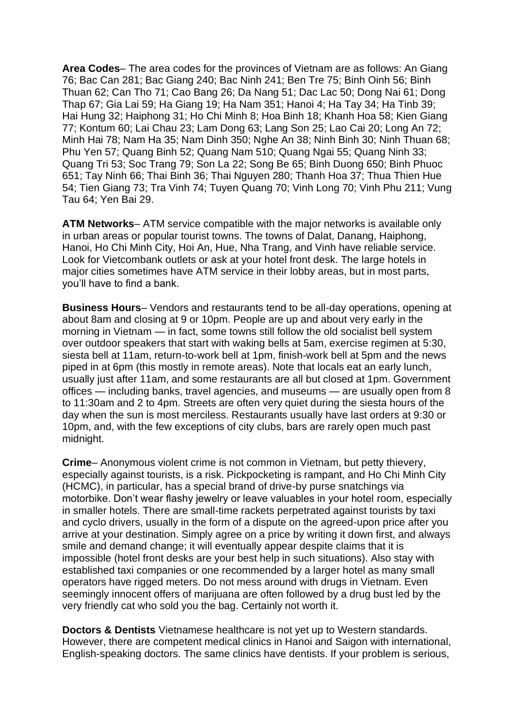**Area Codes**– The area codes for the provinces of Vietnam are as follows: An Giang 76; Bac Can 281; Bac Giang 240; Bac Ninh 241; Ben Tre 75; Binh Oinh 56; Binh Thuan 62; Can Tho 71; Cao Bang 26; Da Nang 51; Dac Lac 50; Dong Nai 61; Dong Thap 67; Gia Lai 59; Ha Giang 19; Ha Nam 351; Hanoi 4; Ha Tay 34; Ha Tinb 39; Hai Hung 32; Haiphong 31; Ho Chi Minh 8; Hoa Binh 18; Khanh Hoa 58; Kien Giang 77; Kontum 60; Lai Chau 23; Lam Dong 63; Lang Son 25; Lao Cai 20; Long An 72; Minh Hai 78; Nam Ha 35; Nam Dinh 350; Nghe An 38; Ninh Binh 30; Ninh Thuan 68; Phu Yen 57; Quang Binh 52; Quang Nam 510; Quang Ngai 55; Quang Ninh 33; Quang Tri 53; Soc Trang 79; Son La 22; Song Be 65; Binh Duong 650; Binh Phuoc 651; Tay Ninh 66; Thai Binh 36; Thai Nguyen 280; Thanh Hoa 37; Thua Thien Hue 54; Tien Giang 73; Tra Vinh 74; Tuyen Quang 70; Vinh Long 70; Vinh Phu 211; Vung Tau 64; Yen Bai 29.

**ATM Networks**– ATM service compatible with the major networks is available only in urban areas or popular tourist towns. The towns of Dalat, Danang, Haiphong, Hanoi, Ho Chi Minh City, Hoi An, Hue, Nha Trang, and Vinh have reliable service. Look for Vietcombank outlets or ask at your hotel front desk. The large hotels in major cities sometimes have ATM service in their lobby areas, but in most parts, you'll have to find a bank.

**Business Hours**– Vendors and restaurants tend to be all-day operations, opening at about 8am and closing at 9 or 10pm. People are up and about very early in the morning in Vietnam — in fact, some towns still follow the old socialist bell system over outdoor speakers that start with waking bells at 5am, exercise regimen at 5:30, siesta bell at 11am, return-to-work bell at 1pm, finish-work bell at 5pm and the news piped in at 6pm (this mostly in remote areas). Note that locals eat an early lunch, usually just after 11am, and some restaurants are all but closed at 1pm. Government offices — including banks, travel agencies, and museums — are usually open from 8 to 11:30am and 2 to 4pm. Streets are often very quiet during the siesta hours of the day when the sun is most merciless. Restaurants usually have last orders at 9:30 or 10pm, and, with the few exceptions of city clubs, bars are rarely open much past midnight.

**Crime**– Anonymous violent crime is not common in Vietnam, but petty thievery, especially against tourists, is a risk. Pickpocketing is rampant, and Ho Chi Minh City (HCMC), in particular, has a special brand of drive-by purse snatchings via motorbike. Don't wear flashy jewelry or leave valuables in your hotel room, especially in smaller hotels. There are small-time rackets perpetrated against tourists by taxi and cyclo drivers, usually in the form of a dispute on the agreed-upon price after you arrive at your destination. Simply agree on a price by writing it down first, and always smile and demand change; it will eventually appear despite claims that it is impossible (hotel front desks are your best help in such situations). Also stay with established taxi companies or one recommended by a larger hotel as many small operators have rigged meters. Do not mess around with drugs in Vietnam. Even seemingly innocent offers of marijuana are often followed by a drug bust led by the very friendly cat who sold you the bag. Certainly not worth it.

**Doctors & Dentists** Vietnamese healthcare is not yet up to Western standards. However, there are competent medical clinics in Hanoi and Saigon with international, English-speaking doctors. The same clinics have dentists. If your problem is serious,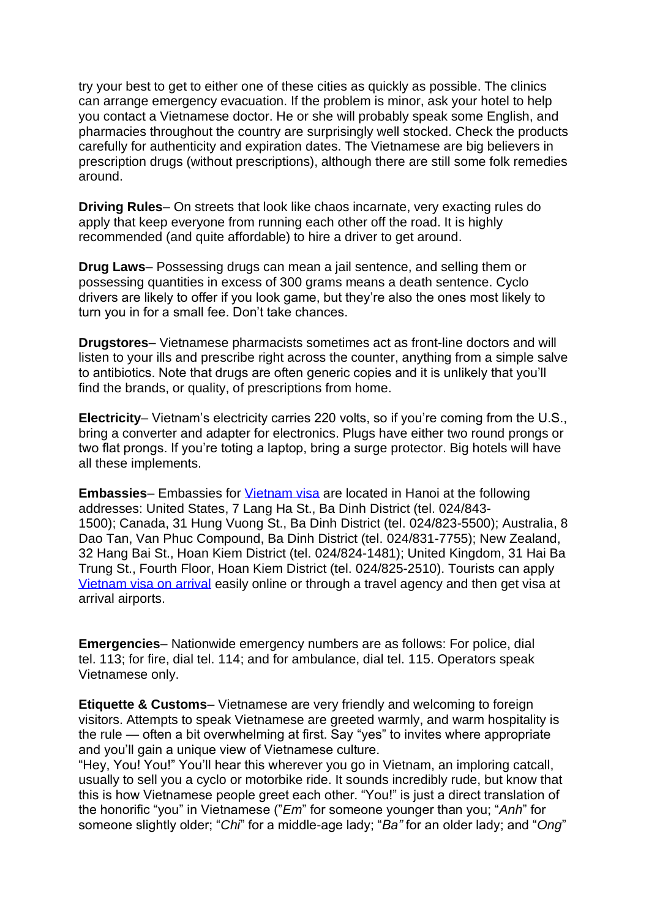try your best to get to either one of these cities as quickly as possible. The clinics can arrange emergency evacuation. If the problem is minor, ask your hotel to help you contact a Vietnamese doctor. He or she will probably speak some English, and pharmacies throughout the country are surprisingly well stocked. Check the products carefully for authenticity and expiration dates. The Vietnamese are big believers in prescription drugs (without prescriptions), although there are still some folk remedies around.

**Driving Rules**– On streets that look like chaos incarnate, very exacting rules do apply that keep everyone from running each other off the road. It is highly recommended (and quite affordable) to hire a driver to get around.

**Drug Laws**– Possessing drugs can mean a jail sentence, and selling them or possessing quantities in excess of 300 grams means a death sentence. Cyclo drivers are likely to offer if you look game, but they're also the ones most likely to turn you in for a small fee. Don't take chances.

**Drugstores**– Vietnamese pharmacists sometimes act as front-line doctors and will listen to your ills and prescribe right across the counter, anything from a simple salve to antibiotics. Note that drugs are often generic copies and it is unlikely that you'll find the brands, or quality, of prescriptions from home.

**Electricity**– Vietnam's electricity carries 220 volts, so if you're coming from the U.S., bring a converter and adapter for electronics. Plugs have either two round prongs or two flat prongs. If you're toting a laptop, bring a surge protector. Big hotels will have all these implements.

**Embassies**– Embassies for [Vietnam visa] are located in Hanoi at the following addresses: United States, 7 Lang Ha St., Ba Dinh District (tel. 024/843-1500); Canada, 31 Hung Vuong St., Ba Dinh District (tel. 024/823-5500); Australia, 8 Dao Tan, Van Phuc Compound, Ba Dinh District (tel. 024/831-7755); New Zealand, 32 Hang Bai St., Hoan Kiem District (tel. 024/824-1481); United Kingdom, 31 Hai Ba Trung St., Fourth Floor, Hoan Kiem District (tel. 024/825-2510). Tourists can apply [Vietnam visa on arrival] easily online or through a travel agency and then get visa at arrival airports.

**Emergencies**– Nationwide emergency numbers are as follows: For police, dial tel. 113; for fire, dial tel. 114; and for ambulance, dial tel. 115. Operators speak Vietnamese only.

**Etiquette & Customs**– Vietnamese are very friendly and welcoming to foreign visitors. Attempts to speak Vietnamese are greeted warmly, and warm hospitality is the rule — often a bit overwhelming at first. Say "yes" to invites where appropriate and you'll gain a unique view of Vietnamese culture.

"Hey, You! You!" You'll hear this wherever you go in Vietnam, an imploring catcall, usually to sell you a cyclo or motorbike ride. It sounds incredibly rude, but know that this is how Vietnamese people greet each other. "You!" is just a direct translation of the honorific "you" in Vietnamese ("*Em*" for someone younger than you; "*Anh*" for someone slightly older; "*Chi*" for a middle-age lady; "*Ba"* for an older lady; and "*Ong*"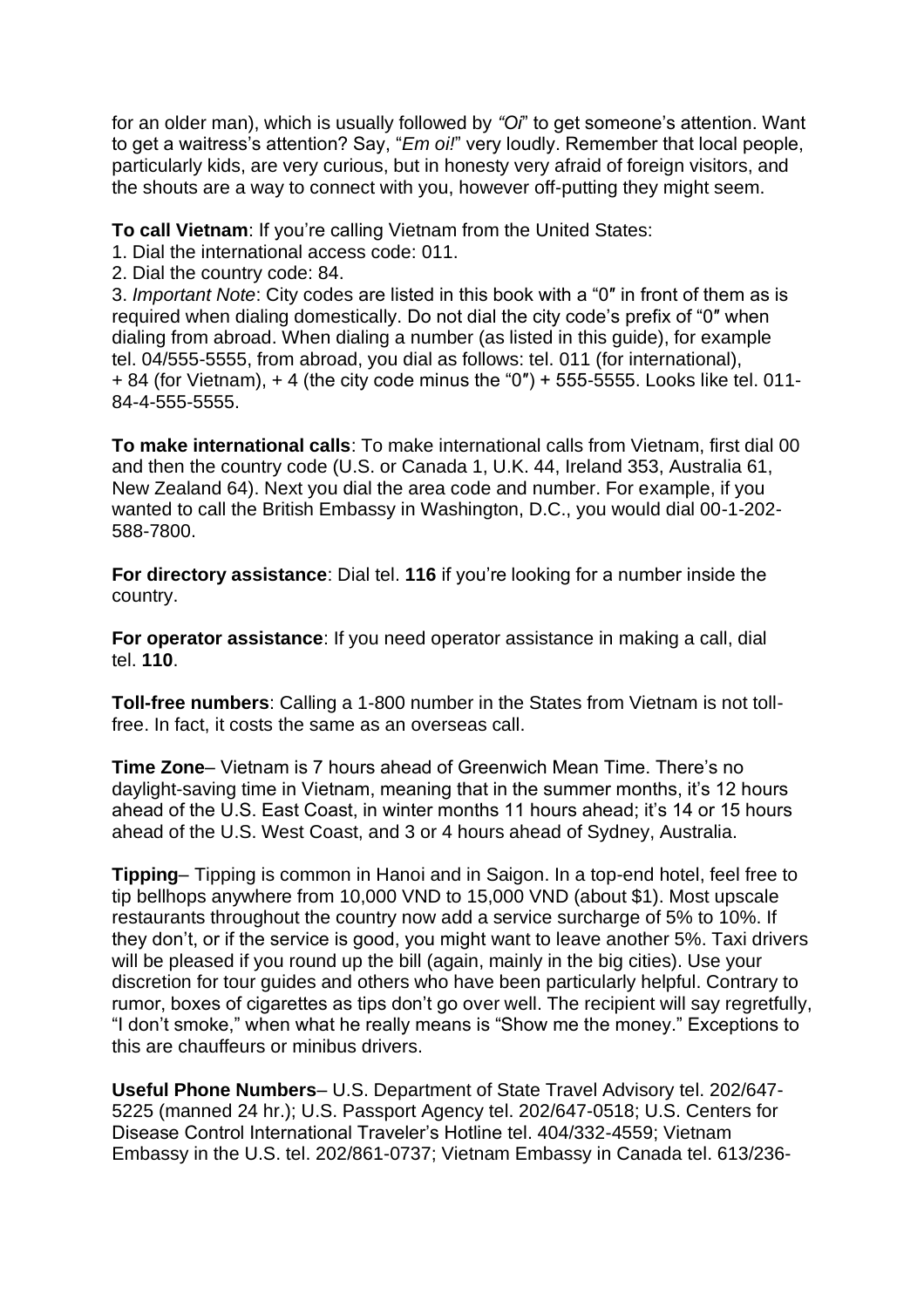for an older man), which is usually followed by *"Oi*" to get someone's attention. Want to get a waitress's attention? Say, "*Em oi!*" very loudly. Remember that local people, particularly kids, are very curious, but in honesty very afraid of foreign visitors, and the shouts are a way to connect with you, however off-putting they might seem.

**To call Vietnam**: If you're calling Vietnam from the United States:

1. Dial the international access code: 011.
2. Dial the country code: 84.
3. *Important Note*: City codes are listed in this book with a "0″ in front of them as is required when dialing domestically. Do not dial the city code's prefix of "0″ when dialing from abroad. When dialing a number (as listed in this guide), for example tel. 04/555-5555, from abroad, you dial as follows: tel. 011 (for international), + 84 (for Vietnam), + 4 (the city code minus the "0″) + 555-5555. Looks like tel. 011-84-4-555-5555.

**To make international calls**: To make international calls from Vietnam, first dial 00 and then the country code (U.S. or Canada 1, U.K. 44, Ireland 353, Australia 61, New Zealand 64). Next you dial the area code and number. For example, if you wanted to call the British Embassy in Washington, D.C., you would dial 00-1-202-588-7800.

**For directory assistance**: Dial tel. **116** if you're looking for a number inside the country.

**For operator assistance**: If you need operator assistance in making a call, dial tel. **110**.

**Toll-free numbers**: Calling a 1-800 number in the States from Vietnam is not toll-free. In fact, it costs the same as an overseas call.

**Time Zone**– Vietnam is 7 hours ahead of Greenwich Mean Time. There's no daylight-saving time in Vietnam, meaning that in the summer months, it's 12 hours ahead of the U.S. East Coast, in winter months 11 hours ahead; it's 14 or 15 hours ahead of the U.S. West Coast, and 3 or 4 hours ahead of Sydney, Australia.

**Tipping**– Tipping is common in Hanoi and in Saigon. In a top-end hotel, feel free to tip bellhops anywhere from 10,000 VND to 15,000 VND (about $1). Most upscale restaurants throughout the country now add a service surcharge of 5% to 10%. If they don't, or if the service is good, you might want to leave another 5%. Taxi drivers will be pleased if you round up the bill (again, mainly in the big cities). Use your discretion for tour guides and others who have been particularly helpful. Contrary to rumor, boxes of cigarettes as tips don't go over well. The recipient will say regretfully, "I don't smoke," when what he really means is "Show me the money." Exceptions to this are chauffeurs or minibus drivers.

**Useful Phone Numbers**– U.S. Department of State Travel Advisory tel. 202/647-5225 (manned 24 hr.); U.S. Passport Agency tel. 202/647-0518; U.S. Centers for Disease Control International Traveler's Hotline tel. 404/332-4559; Vietnam Embassy in the U.S. tel. 202/861-0737; Vietnam Embassy in Canada tel. 613/236-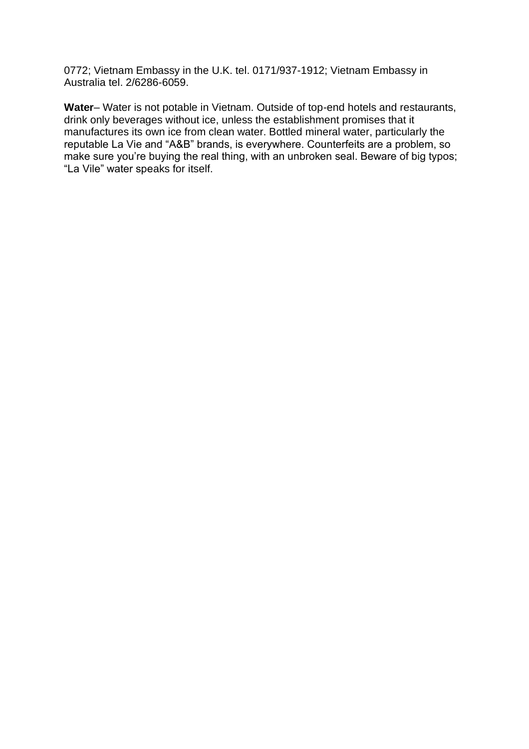0772; Vietnam Embassy in the U.K. tel. 0171/937-1912; Vietnam Embassy in Australia tel. 2/6286-6059.

**Water**– Water is not potable in Vietnam. Outside of top-end hotels and restaurants, drink only beverages without ice, unless the establishment promises that it manufactures its own ice from clean water. Bottled mineral water, particularly the reputable La Vie and "A&B" brands, is everywhere. Counterfeits are a problem, so make sure you're buying the real thing, with an unbroken seal. Beware of big typos; "La Vile" water speaks for itself.